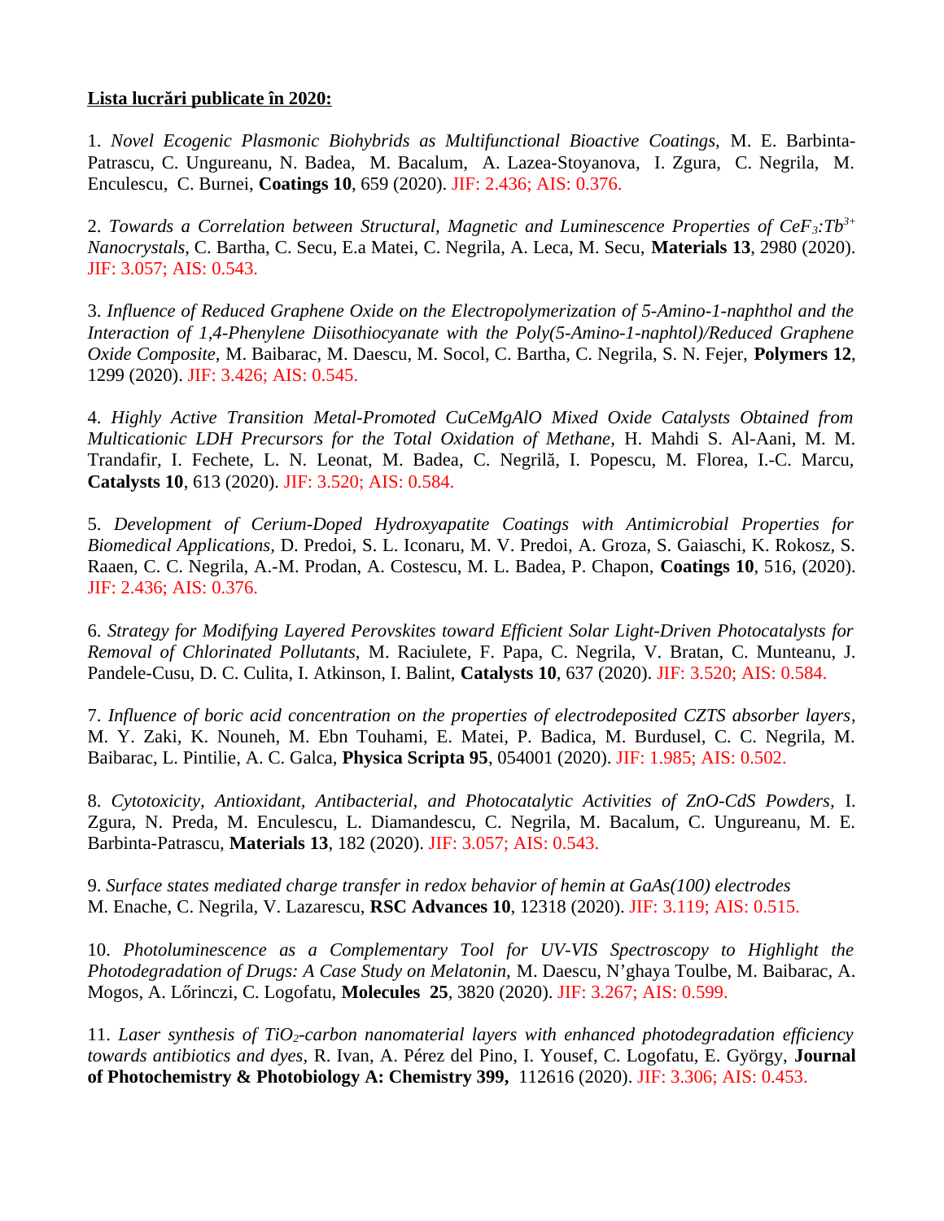**Lista lucrări publicate în 2020:**

1. *Novel Ecogenic Plasmonic Biohybrids as Multifunctional Bioactive Coatings*, M. E. Barbinta-Patrascu, C. Ungureanu, N. Badea, M. Bacalum, A. Lazea-Stoyanova, I. Zgura, C. Negrila, M. Enculescu, C. Burnei, **Coatings 10**, 659 (2020). JIF: 2.436; AIS: 0.376.

2. *Towards a Correlation between Structural, Magnetic and Luminescence Properties of $CeF_3$:$Tb^{3+}$ Nanocrystals*, C. Bartha, C. Secu, E.a Matei, C. Negrila, A. Leca, M. Secu, **Materials 13**, 2980 (2020). JIF: 3.057; AIS: 0.543.

3. *Influence of Reduced Graphene Oxide on the Electropolymerization of 5-Amino-1-naphthol and the Interaction of 1,4-Phenylene Diisothiocyanate with the Poly(5-Amino-1-naphtol)/Reduced Graphene Oxide Composite*, M. Baibarac, M. Daescu, M. Socol, C. Bartha, C. Negrila, S. N. Fejer, **Polymers 12**, 1299 (2020). JIF: 3.426; AIS: 0.545.

4. *Highly Active Transition Metal-Promoted CuCeMgAlO Mixed Oxide Catalysts Obtained from Multicationic LDH Precursors for the Total Oxidation of Methane*, H. Mahdi S. Al-Aani, M. M. Trandafir, I. Fechete, L. N. Leonat, M. Badea, C. Negrilă, I. Popescu, M. Florea, I.-C. Marcu, **Catalysts 10**, 613 (2020). JIF: 3.520; AIS: 0.584.

5. *Development of Cerium-Doped Hydroxyapatite Coatings with Antimicrobial Properties for Biomedical Applications,* D. Predoi, S. L. Iconaru, M. V. Predoi, A. Groza, S. Gaiaschi, K. Rokosz, S. Raaen, C. C. Negrila, A.-M. Prodan, A. Costescu, M. L. Badea, P. Chapon, **Coatings 10**, 516, (2020). JIF: 2.436; AIS: 0.376.

6. *Strategy for Modifying Layered Perovskites toward Efficient Solar Light-Driven Photocatalysts for Removal of Chlorinated Pollutants,* M. Raciulete, F. Papa, C. Negrila, V. Bratan, C. Munteanu, J. Pandele-Cusu, D. C. Culita, I. Atkinson, I. Balint, **Catalysts 10**, 637 (2020). JIF: 3.520; AIS: 0.584.

7. *Influence of boric acid concentration on the properties of electrodeposited CZTS absorber layers*, M. Y. Zaki, K. Nouneh, M. Ebn Touhami, E. Matei, P. Badica, M. Burdusel, C. C. Negrila, M. Baibarac, L. Pintilie, A. C. Galca, **Physica Scripta 95**, 054001 (2020). JIF: 1.985; AIS: 0.502.

8. *Cytotoxicity, Antioxidant, Antibacterial, and Photocatalytic Activities of ZnO-CdS Powders,* I. Zgura, N. Preda, M. Enculescu, L. Diamandescu, C. Negrila, M. Bacalum, C. Ungureanu, M. E. Barbinta-Patrascu, **Materials 13**, 182 (2020). JIF: 3.057; AIS: 0.543.

9. *Surface states mediated charge transfer in redox behavior of hemin at GaAs(100) electrodes* M. Enache, C. Negrila, V. Lazarescu, **RSC Advances 10**, 12318 (2020). JIF: 3.119; AIS: 0.515.

10. *Photoluminescence as a Complementary Tool for UV-VIS Spectroscopy to Highlight the Photodegradation of Drugs: A Case Study on Melatonin,* M. Daescu, N'ghaya Toulbe, M. Baibarac, A. Mogos, A. Lőrinczi, C. Logofatu, **Molecules 25**, 3820 (2020). JIF: 3.267; AIS: 0.599.

11. *Laser synthesis of $TiO_2$-carbon nanomaterial layers with enhanced photodegradation efficiency towards antibiotics and dyes*, R. Ivan, A. Pérez del Pino, I. Yousef, C. Logofatu, E. György, **Journal of Photochemistry & Photobiology A: Chemistry 399,** 112616 (2020). JIF: 3.306; AIS: 0.453.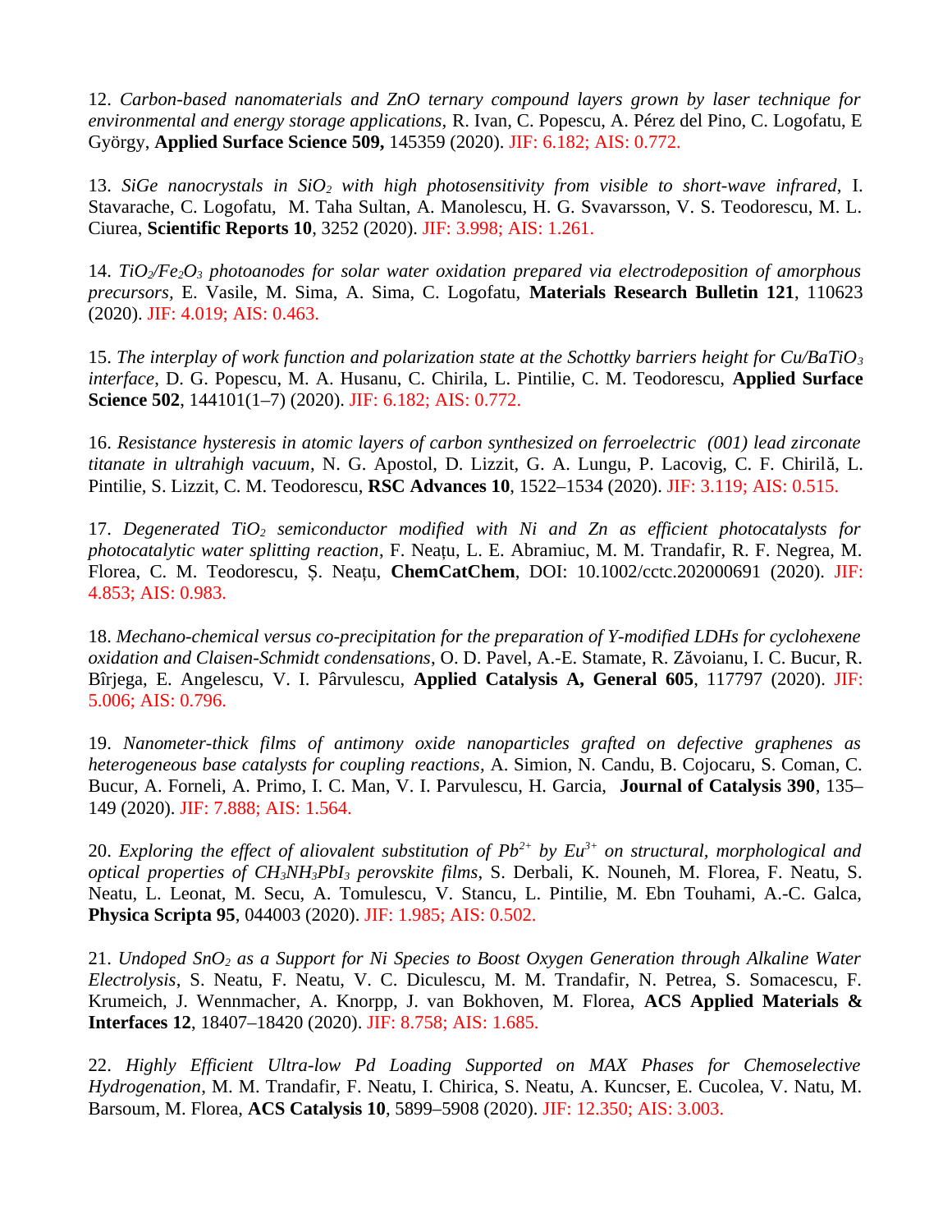12. *Carbon-based nanomaterials and ZnO ternary compound layers grown by laser technique for environmental and energy storage applications*, R. Ivan, C. Popescu, A. Pérez del Pino, C. Logofatu, E György, **Applied Surface Science 509,** 145359 (2020). JIF: 6.182; AIS: 0.772.

13. *SiGe nanocrystals in $SiO_2$ with high photosensitivity from visible to short-wave infrared*, I. Stavarache, C. Logofatu, M. Taha Sultan, A. Manolescu, H. G. Svavarsson, V. S. Teodorescu, M. L. Ciurea, **Scientific Reports 10**, 3252 (2020). JIF: 3.998; AIS: 1.261.

14. *$TiO_2$/$Fe_2O_3$ photoanodes for solar water oxidation prepared via electrodeposition of amorphous precursors*, E. Vasile, M. Sima, A. Sima, C. Logofatu, **Materials Research Bulletin 121**, 110623 (2020). JIF: 4.019; AIS: 0.463.

15. *The interplay of work function and polarization state at the Schottky barriers height for Cu/$BaTiO_3$ interface*, D. G. Popescu, M. A. Husanu, C. Chirila, L. Pintilie, C. M. Teodorescu, **Applied Surface Science 502**, 144101(1–7) (2020). JIF: 6.182; AIS: 0.772.

16. *Resistance hysteresis in atomic layers of carbon synthesized on ferroelectric (001) lead zirconate titanate in ultrahigh vacuum*, N. G. Apostol, D. Lizzit, G. A. Lungu, P. Lacovig, C. F. Chirilă, L. Pintilie, S. Lizzit, C. M. Teodorescu, **RSC Advances 10**, 1522–1534 (2020). JIF: 3.119; AIS: 0.515.

17. *Degenerated $TiO_2$ semiconductor modified with Ni and Zn as efficient photocatalysts for photocatalytic water splitting reaction*, F. Neațu, L. E. Abramiuc, M. M. Trandafir, R. F. Negrea, M. Florea, C. M. Teodorescu, Ș. Neațu, **ChemCatChem**, DOI: 10.1002/cctc.202000691 (2020). JIF: 4.853; AIS: 0.983.

18. *Mechano-chemical versus co-precipitation for the preparation of Y-modified LDHs for cyclohexene oxidation and Claisen-Schmidt condensations*, O. D. Pavel, A.-E. Stamate, R. Zăvoianu, I. C. Bucur, R. Bîrjega, E. Angelescu, V. I. Pârvulescu, **Applied Catalysis A, General 605**, 117797 (2020). JIF: 5.006; AIS: 0.796.

19. *Nanometer-thick films of antimony oxide nanoparticles grafted on defective graphenes as heterogeneous base catalysts for coupling reactions*, A. Simion, N. Candu, B. Cojocaru, S. Coman, C. Bucur, A. Forneli, A. Primo, I. C. Man, V. I. Parvulescu, H. Garcia, **Journal of Catalysis 390**, 135–149 (2020). JIF: 7.888; AIS: 1.564.

20. *Exploring the effect of aliovalent substitution of $Pb^{2+}$ by $Eu^{3+}$ on structural, morphological and optical properties of $CH_3NH_3PbI_3$ perovskite films*, S. Derbali, K. Nouneh, M. Florea, F. Neatu, S. Neatu, L. Leonat, M. Secu, A. Tomulescu, V. Stancu, L. Pintilie, M. Ebn Touhami, A.-C. Galca, **Physica Scripta 95**, 044003 (2020). JIF: 1.985; AIS: 0.502.

21. *Undoped $SnO_2$ as a Support for Ni Species to Boost Oxygen Generation through Alkaline Water Electrolysis*, S. Neatu, F. Neatu, V. C. Diculescu, M. M. Trandafir, N. Petrea, S. Somacescu, F. Krumeich, J. Wennmacher, A. Knorpp, J. van Bokhoven, M. Florea, **ACS Applied Materials & Interfaces 12**, 18407–18420 (2020). JIF: 8.758; AIS: 1.685.

22. *Highly Efficient Ultra-low Pd Loading Supported on MAX Phases for Chemoselective Hydrogenation*, M. M. Trandafir, F. Neatu, I. Chirica, S. Neatu, A. Kuncser, E. Cucolea, V. Natu, M. Barsoum, M. Florea, **ACS Catalysis 10**, 5899–5908 (2020). JIF: 12.350; AIS: 3.003.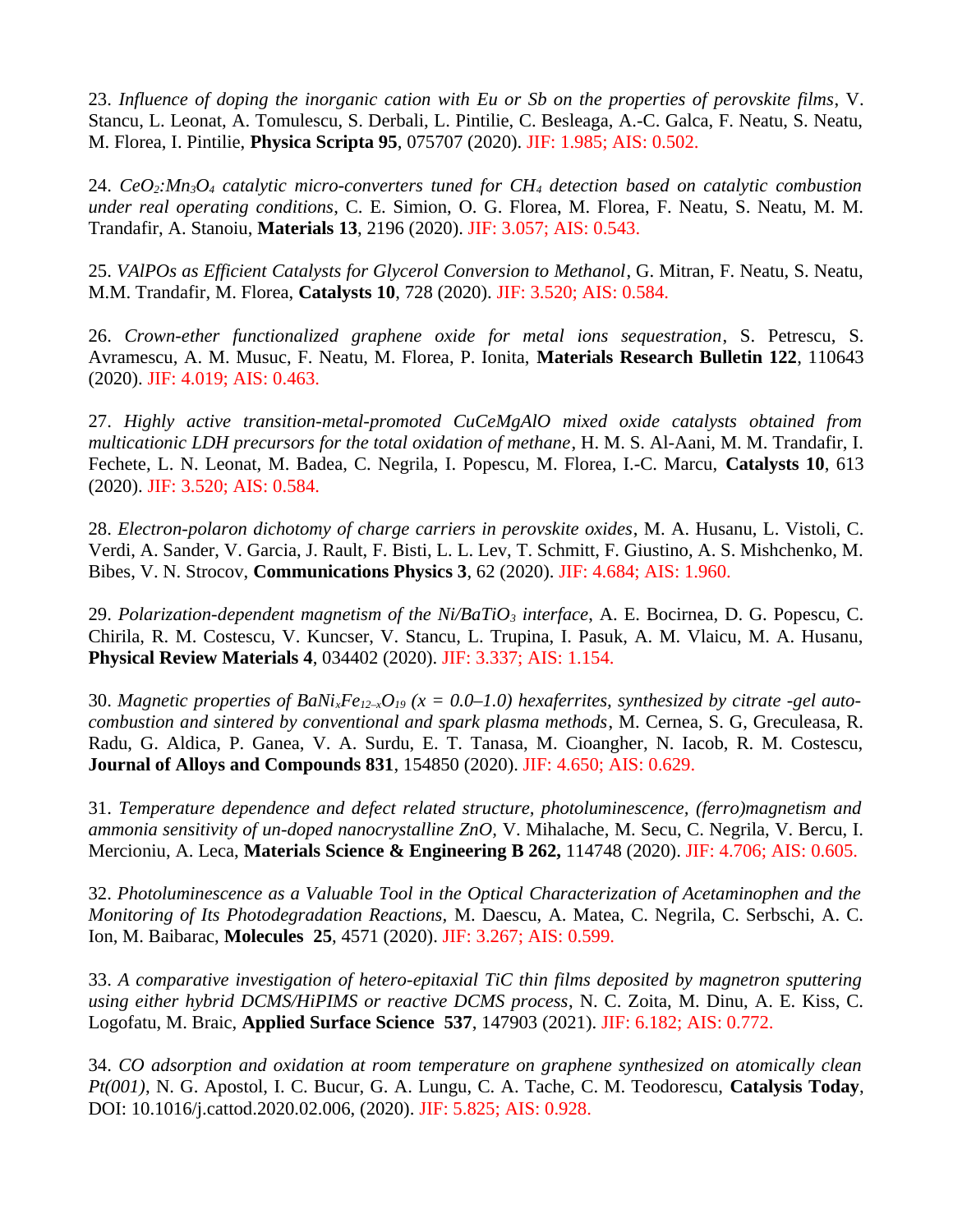23. *Influence of doping the inorganic cation with Eu or Sb on the properties of perovskite films*, V. Stancu, L. Leonat, A. Tomulescu, S. Derbali, L. Pintilie, C. Besleaga, A.-C. Galca, F. Neatu, S. Neatu, M. Florea, I. Pintilie, **Physica Scripta 95**, 075707 (2020). JIF: 1.985; AIS: 0.502.

24. *$CeO_2$:$Mn_3O_4$ catalytic micro-converters tuned for $CH_4$ detection based on catalytic combustion under real operating conditions*, C. E. Simion, O. G. Florea, M. Florea, F. Neatu, S. Neatu, M. M. Trandafir, A. Stanoiu, **Materials 13**, 2196 (2020). JIF: 3.057; AIS: 0.543.

25. *VAlPOs as Efficient Catalysts for Glycerol Conversion to Methanol*, G. Mitran, F. Neatu, S. Neatu, M.M. Trandafir, M. Florea, **Catalysts 10**, 728 (2020). JIF: 3.520; AIS: 0.584.

26. *Crown-ether functionalized graphene oxide for metal ions sequestration*, S. Petrescu, S. Avramescu, A. M. Musuc, F. Neatu, M. Florea, P. Ionita, **Materials Research Bulletin 122**, 110643 (2020). JIF: 4.019; AIS: 0.463.

27. *Highly active transition-metal-promoted CuCeMgAlO mixed oxide catalysts obtained from multicationic LDH precursors for the total oxidation of methane*, H. M. S. Al-Aani, M. M. Trandafir, I. Fechete, L. N. Leonat, M. Badea, C. Negrila, I. Popescu, M. Florea, I.-C. Marcu, **Catalysts 10**, 613 (2020). JIF: 3.520; AIS: 0.584.

28. *Electron-polaron dichotomy of charge carriers in perovskite oxides*, M. A. Husanu, L. Vistoli, C. Verdi, A. Sander, V. Garcia, J. Rault, F. Bisti, L. L. Lev, T. Schmitt, F. Giustino, A. S. Mishchenko, M. Bibes, V. N. Strocov, **Communications Physics 3**, 62 (2020). JIF: 4.684; AIS: 1.960.

29. *Polarization-dependent magnetism of the Ni/$BaTiO_3$ interface*, A. E. Bocirnea, D. G. Popescu, C. Chirila, R. M. Costescu, V. Kuncser, V. Stancu, L. Trupina, I. Pasuk, A. M. Vlaicu, M. A. Husanu, **Physical Review Materials 4**, 034402 (2020). JIF: 3.337; AIS: 1.154.

30. *Magnetic properties of $BaNi_xFe_{12-x}O_{19}$ ($x = 0.0$–$1.0$) hexaferrites, synthesized by citrate -gel auto-combustion and sintered by conventional and spark plasma methods*, M. Cernea, S. G, Greculeasa, R. Radu, G. Aldica, P. Ganea, V. A. Surdu, E. T. Tanasa, M. Cioangher, N. Iacob, R. M. Costescu, **Journal of Alloys and Compounds 831**, 154850 (2020). JIF: 4.650; AIS: 0.629.

31. *Temperature dependence and defect related structure, photoluminescence, (ferro)magnetism and ammonia sensitivity of un-doped nanocrystalline ZnO*, V. Mihalache, M. Secu, C. Negrila, V. Bercu, I. Mercioniu, A. Leca, **Materials Science & Engineering B 262,** 114748 (2020). JIF: 4.706; AIS: 0.605.

32. *Photoluminescence as a Valuable Tool in the Optical Characterization of Acetaminophen and the Monitoring of Its Photodegradation Reactions*, M. Daescu, A. Matea, C. Negrila, C. Serbschi, A. C. Ion, M. Baibarac, **Molecules 25**, 4571 (2020). JIF: 3.267; AIS: 0.599.

33. *A comparative investigation of hetero-epitaxial TiC thin films deposited by magnetron sputtering using either hybrid DCMS/HiPIMS or reactive DCMS process*, N. C. Zoita, M. Dinu, A. E. Kiss, C. Logofatu, M. Braic, **Applied Surface Science 537**, 147903 (2021). JIF: 6.182; AIS: 0.772.

34. *CO adsorption and oxidation at room temperature on graphene synthesized on atomically clean Pt(001)*, N. G. Apostol, I. C. Bucur, G. A. Lungu, C. A. Tache, C. M. Teodorescu, **Catalysis Today**, DOI: 10.1016/j.cattod.2020.02.006, (2020). JIF: 5.825; AIS: 0.928.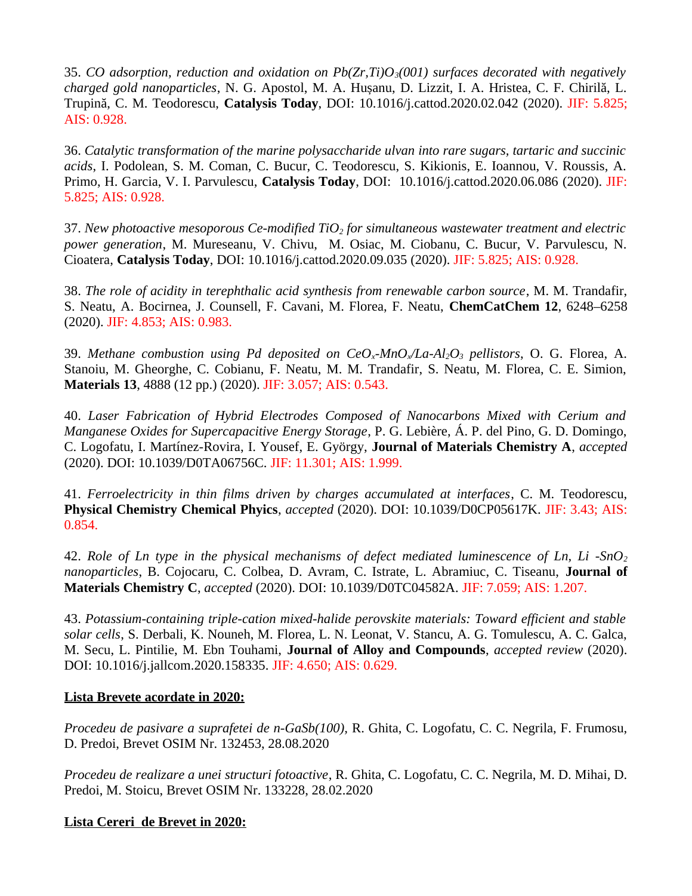35. *CO adsorption, reduction and oxidation on $Pb(Zr,Ti)O_3(001)$ surfaces decorated with negatively charged gold nanoparticles*, N. G. Apostol, M. A. Hușanu, D. Lizzit, I. A. Hristea, C. F. Chirilă, L. Trupină, C. M. Teodorescu, **Catalysis Today**, DOI: 10.1016/j.cattod.2020.02.042 (2020). JIF: 5.825; AIS: 0.928.

36. *Catalytic transformation of the marine polysaccharide ulvan into rare sugars, tartaric and succinic acids*, I. Podolean, S. M. Coman, C. Bucur, C. Teodorescu, S. Kikionis, E. Ioannou, V. Roussis, A. Primo, H. Garcia, V. I. Parvulescu, **Catalysis Today**, DOI: 10.1016/j.cattod.2020.06.086 (2020). JIF: 5.825; AIS: 0.928.

37. *New photoactive mesoporous Ce-modified $TiO_2$ for simultaneous wastewater treatment and electric power generation*, M. Mureseanu, V. Chivu, M. Osiac, M. Ciobanu, C. Bucur, V. Parvulescu, N. Cioatera, **Catalysis Today**, DOI: 10.1016/j.cattod.2020.09.035 (2020). JIF: 5.825; AIS: 0.928.

38. *The role of acidity in terephthalic acid synthesis from renewable carbon source*, M. M. Trandafir, S. Neatu, A. Bocirnea, J. Counsell, F. Cavani, M. Florea, F. Neatu, **ChemCatChem 12**, 6248–6258 (2020). JIF: 4.853; AIS: 0.983.

39. *Methane combustion using Pd deposited on $CeO_x$-$MnO_x$/La-$Al_2O_3$ pellistors*, O. G. Florea, A. Stanoiu, M. Gheorghe, C. Cobianu, F. Neatu, M. M. Trandafir, S. Neatu, M. Florea, C. E. Simion, **Materials 13**, 4888 (12 pp.) (2020). JIF: 3.057; AIS: 0.543.

40. *Laser Fabrication of Hybrid Electrodes Composed of Nanocarbons Mixed with Cerium and Manganese Oxides for Supercapacitive Energy Storage*, P. G. Lebière, Á. P. del Pino, G. D. Domingo, C. Logofatu, I. Martínez-Rovira, I. Yousef, E. György, **Journal of Materials Chemistry A**, *accepted* (2020). DOI: 10.1039/D0TA06756C. JIF: 11.301; AIS: 1.999.

41. *Ferroelectricity in thin films driven by charges accumulated at interfaces*, C. M. Teodorescu, **Physical Chemistry Chemical Phyics**, *accepted* (2020). DOI: 10.1039/D0CP05617K. JIF: 3.43; AIS: 0.854.

42. *Role of Ln type in the physical mechanisms of defect mediated luminescence of Ln, Li -$SnO_2$ nanoparticles*, B. Cojocaru, C. Colbea, D. Avram, C. Istrate, L. Abramiuc, C. Tiseanu, **Journal of Materials Chemistry C**, *accepted* (2020). DOI: 10.1039/D0TC04582A. JIF: 7.059; AIS: 1.207.

43. *Potassium-containing triple-cation mixed-halide perovskite materials: Toward efficient and stable solar cells*, S. Derbali, K. Nouneh, M. Florea, L. N. Leonat, V. Stancu, A. G. Tomulescu, A. C. Galca, M. Secu, L. Pintilie, M. Ebn Touhami, **Journal of Alloy and Compounds**, *accepted review* (2020). DOI: 10.1016/j.jallcom.2020.158335. JIF: 4.650; AIS: 0.629.

**Lista Brevete acordate in 2020:**

*Procedeu de pasivare a suprafetei de n-GaSb(100),* R. Ghita, C. Logofatu, C. C. Negrila, F. Frumosu, D. Predoi, Brevet OSIM Nr. 132453, 28.08.2020

*Procedeu de realizare a unei structuri fotoactive*, R. Ghita, C. Logofatu, C. C. Negrila, M. D. Mihai, D. Predoi, M. Stoicu, Brevet OSIM Nr. 133228, 28.02.2020

**Lista Cereri de Brevet in 2020:**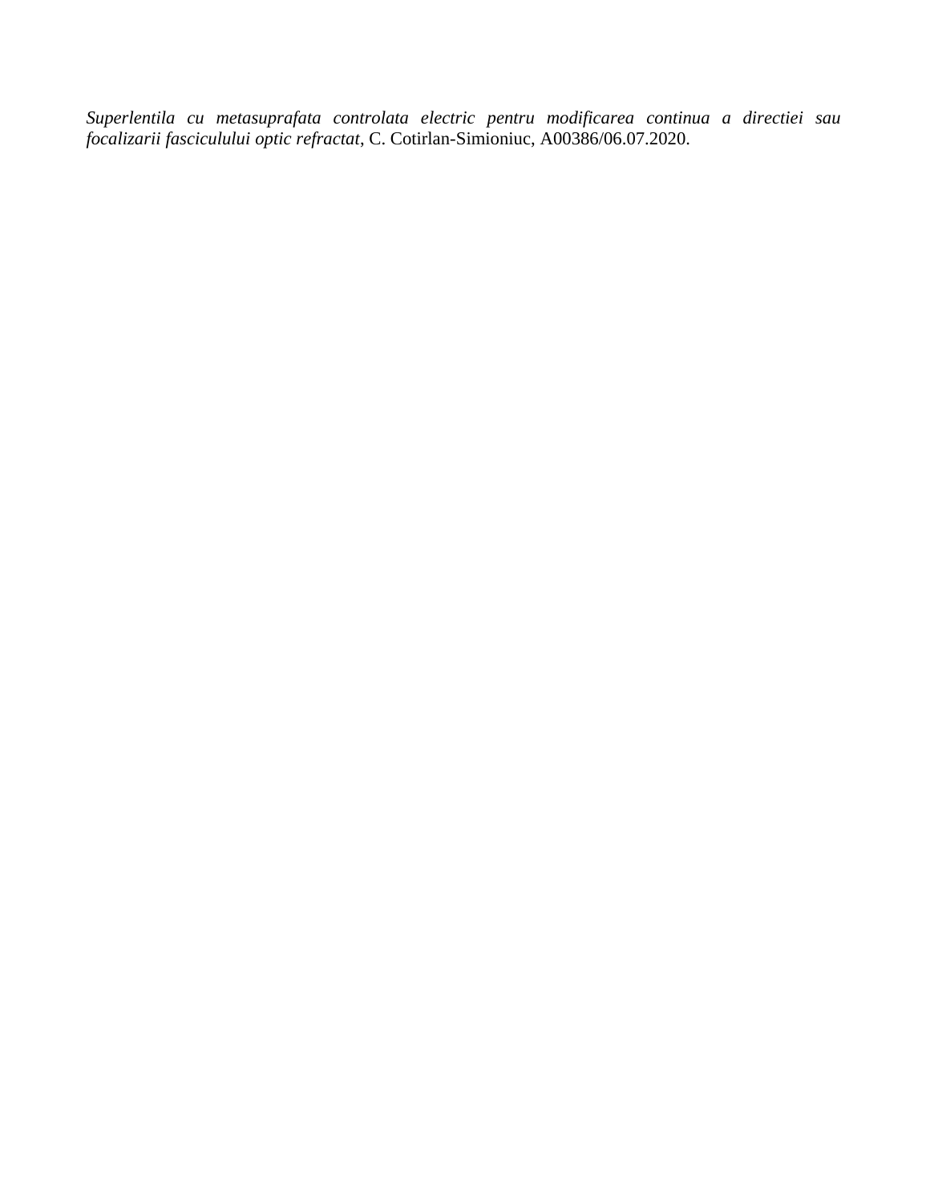*Superlentila cu metasuprafata controlata electric pentru modificarea continua a directiei sau focalizarii fasciculului optic refractat*, C. Cotirlan-Simioniuc, A00386/06.07.2020.